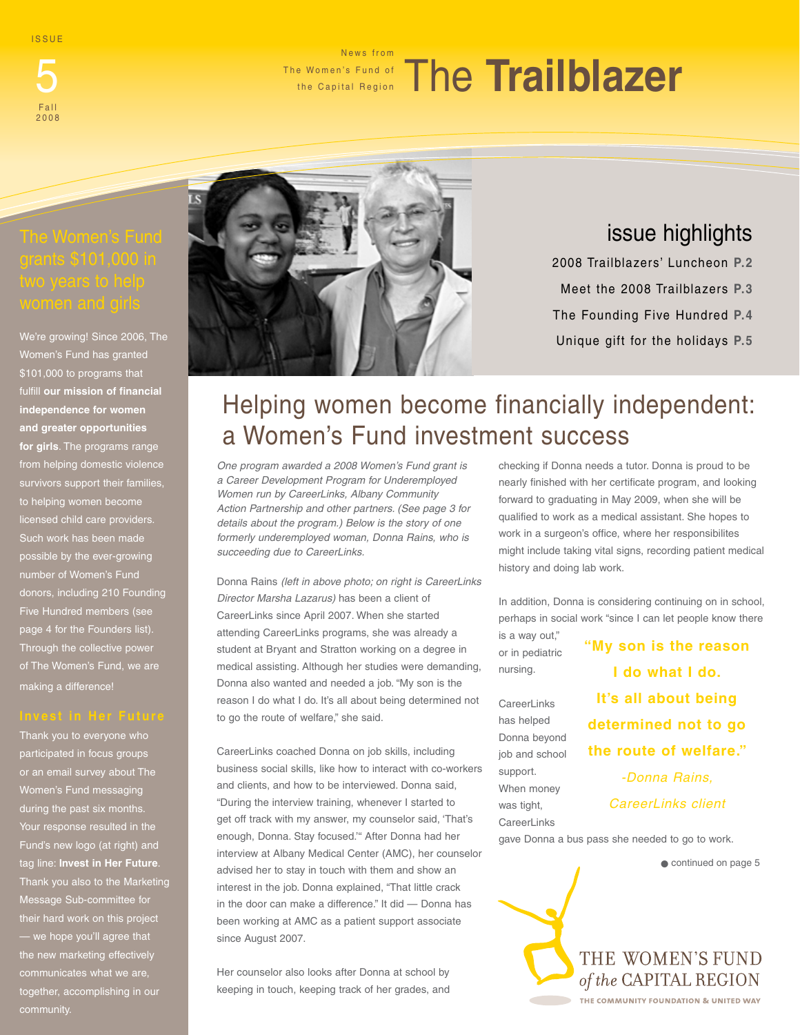ISSUE 5 Fall 2008

News from The Women's Fund of the Capital Region

# The Trailblazer

## The Women's Fund grants $101,000 in two years to help women and girls

We're growing! Since 2006, The Women's Fund has granted $101,000 to programs that fulfill **our mission of financial independence for women and greater opportunities for girls**. The programs range from helping domestic violence survivors support their families, to helping women become licensed child care providers. Such work has been made possible by the ever-growing number of Women's Fund donors, including 210 Founding Five Hundred members (see page 4 for the Founders list). Through the collective power of The Women's Fund, we are making a difference!

### Invest in Her Future

Thank you to everyone who participated in focus groups or an email survey about The Women's Fund messaging during the past six months. Your response resulted in the Fund's new logo (at right) and tag line: **Invest in Her Future**. Thank you also to the Marketing Message Sub-committee for their hard work on this project — we hope you'll agree that the new marketing effectively communicates what we are, together, accomplishing in our community.

## issue highlights

2008 Trailblazers' Luncheon **P.2**

Meet the 2008 Trailblazers **P.3**

The Founding Five Hundred **P.4**

Unique gift for the holidays **P.5**

# Helping women become financially independent: a Women's Fund investment success

*One program awarded a 2008 Women's Fund grant is a Career Development Program for Underemployed Women run by CareerLinks, Albany Community Action Partnership and other partners. (See page 3 for details about the program.) Below is the story of one formerly underemployed woman, Donna Rains, who is succeeding due to CareerLinks.*

Donna Rains *(left in above photo; on right is CareerLinks Director Marsha Lazarus)* has been a client of CareerLinks since April 2007. When she started attending CareerLinks programs, she was already a student at Bryant and Stratton working on a degree in medical assisting. Although her studies were demanding, Donna also wanted and needed a job. "My son is the reason I do what I do. It's all about being determined not to go the route of welfare," she said.

CareerLinks coached Donna on job skills, including business social skills, like how to interact with co-workers and clients, and how to be interviewed. Donna said, "During the interview training, whenever I started to get off track with my answer, my counselor said, 'That's enough, Donna. Stay focused.'" After Donna had her interview at Albany Medical Center (AMC), her counselor advised her to stay in touch with them and show an interest in the job. Donna explained, "That little crack in the door can make a difference." It did — Donna has been working at AMC as a patient support associate since August 2007.

Her counselor also looks after Donna at school by keeping in touch, keeping track of her grades, and checking if Donna needs a tutor. Donna is proud to be nearly finished with her certificate program, and looking forward to graduating in May 2009, when she will be qualified to work as a medical assistant. She hopes to work in a surgeon's office, where her responsibilites might include taking vital signs, recording patient medical history and doing lab work.

In addition, Donna is considering continuing on in school, perhaps in social work "since I can let people know there is a way out," or in pediatric nursing.

> **"My son is the reason I do what I do. It's all about being determined not to go the route of welfare."**
>
> *-Donna Rains, CareerLinks client*

CareerLinks has helped Donna beyond job and school support. When money was tight, CareerLinks gave Donna a bus pass she needed to go to work.

● continued on page 5

THE WOMEN'S FUND *of the* CAPITAL REGION

THE COMMUNITY FOUNDATION & UNITED WAY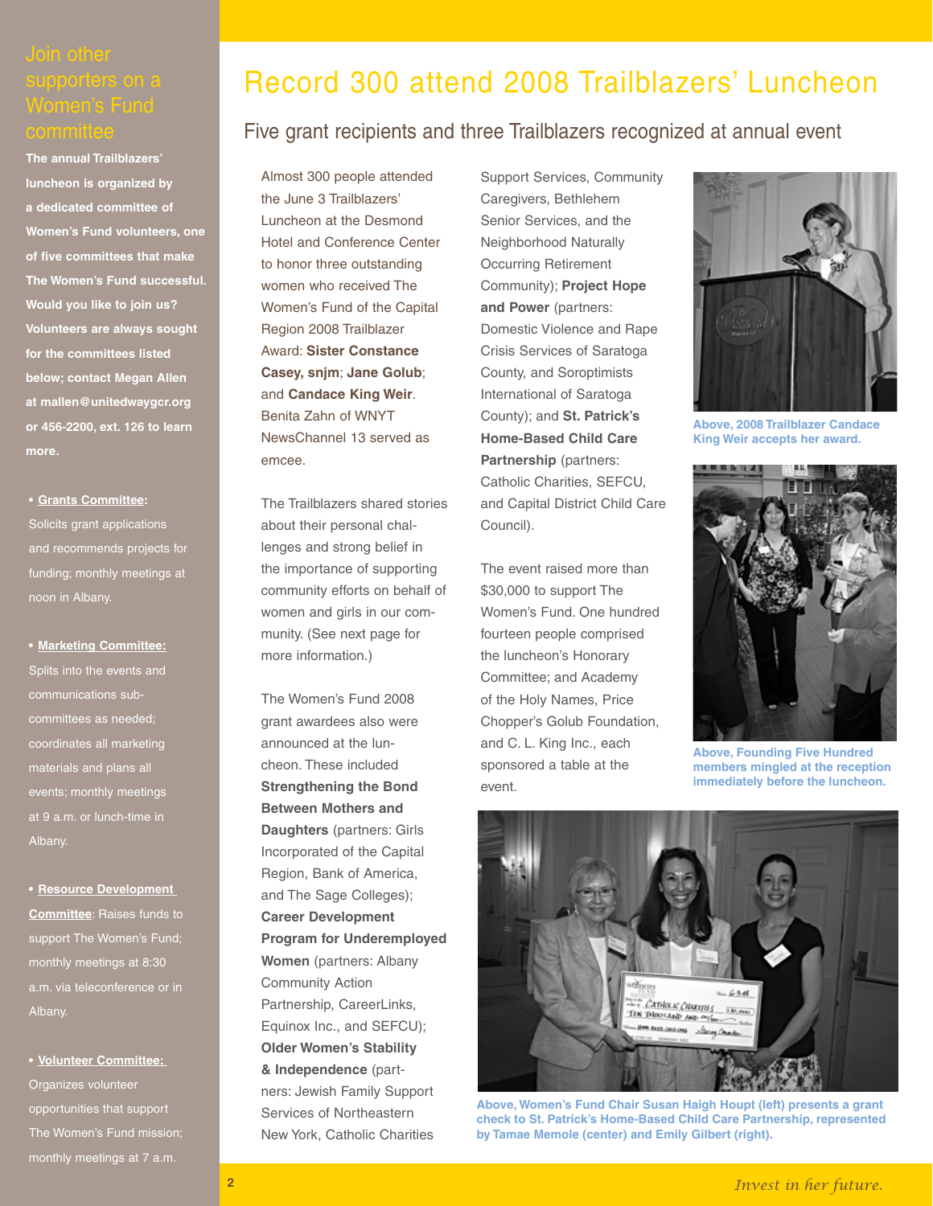# Record 300 attend 2008 Trailblazers' Luncheon

## Five grant recipients and three Trailblazers recognized at annual event

Almost 300 people attended the June 3 Trailblazers' Luncheon at the Desmond Hotel and Conference Center to honor three outstanding women who received The Women's Fund of the Capital Region 2008 Trailblazer Award: **Sister Constance Casey, snjm**; **Jane Golub**; and **Candace King Weir**. Benita Zahn of WNYT NewsChannel 13 served as emcee.

The Trailblazers shared stories about their personal challenges and strong belief in the importance of supporting community efforts on behalf of women and girls in our community. (See next page for more information.)

The Women's Fund 2008 grant awardees also were announced at the luncheon. These included **Strengthening the Bond Between Mothers and Daughters** (partners: Girls Incorporated of the Capital Region, Bank of America, and The Sage Colleges); **Career Development Program for Underemployed Women** (partners: Albany Community Action Partnership, CareerLinks, Equinox Inc., and SEFCU); **Older Women's Stability & Independence** (partners: Jewish Family Support Services of Northeastern New York, Catholic Charities Support Services, Community Caregivers, Bethlehem Senior Services, and the Neighborhood Naturally Occurring Retirement Community); **Project Hope and Power** (partners: Domestic Violence and Rape Crisis Services of Saratoga County, and Soroptimists International of Saratoga County); and **St. Patrick's Home-Based Child Care Partnership** (partners: Catholic Charities, SEFCU, and Capital District Child Care Council).

The event raised more than $30,000 to support The Women's Fund. One hundred fourteen people comprised the luncheon's Honorary Committee; and Academy of the Holy Names, Price Chopper's Golub Foundation, and C. L. King Inc., each sponsored a table at the event.

**Above, 2008 Trailblazer Candace King Weir accepts her award.**

**Above, Founding Five Hundred members mingled at the reception immediately before the luncheon.**

**Above, Women's Fund Chair Susan Haigh Houpt (left) presents a grant check to St. Patrick's Home-Based Child Care Partnership, represented by Tamae Memole (center) and Emily Gilbert (right).**

## Join other supporters on a Women's Fund committee

**The annual Trailblazers' luncheon is organized by a dedicated committee of Women's Fund volunteers, one of five committees that make The Women's Fund successful. Would you like to join us? Volunteers are always sought for the committees listed below; contact Megan Allen at mallen@unitedwaygcr.org or 456-2200, ext. 126 to learn more.**

- **Grants Committee:** Solicits grant applications and recommends projects for funding; monthly meetings at noon in Albany.
- **Marketing Committee:** Splits into the events and communications subcommittees as needed; coordinates all marketing materials and plans all events; monthly meetings at 9 a.m. or lunch-time in Albany.
- **Resource Development Committee**: Raises funds to support The Women's Fund; monthly meetings at 8:30 a.m. via teleconference or in Albany.
- **Volunteer Committee:** Organizes volunteer opportunities that support The Women's Fund mission; monthly meetings at 7 a.m.

*Invest in her future.*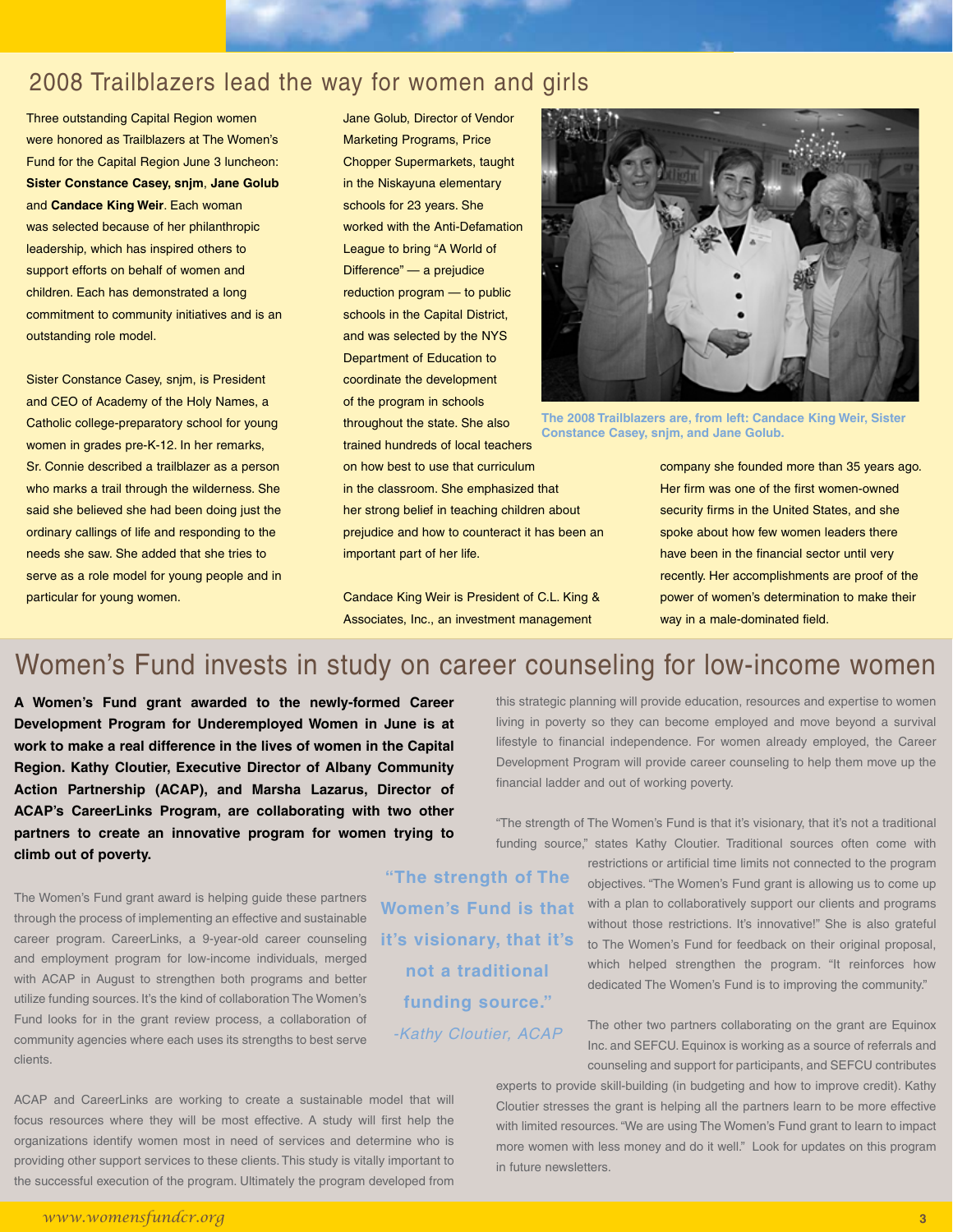## 2008 Trailblazers lead the way for women and girls

Three outstanding Capital Region women were honored as Trailblazers at The Women's Fund for the Capital Region June 3 luncheon: **Sister Constance Casey, snjm**, **Jane Golub** and **Candace King Weir**. Each woman was selected because of her philanthropic leadership, which has inspired others to support efforts on behalf of women and children. Each has demonstrated a long commitment to community initiatives and is an outstanding role model.

Sister Constance Casey, snjm, is President and CEO of Academy of the Holy Names, a Catholic college-preparatory school for young women in grades pre-K-12. In her remarks, Sr. Connie described a trailblazer as a person who marks a trail through the wilderness. She said she believed she had been doing just the ordinary callings of life and responding to the needs she saw. She added that she tries to serve as a role model for young people and in particular for young women.

Jane Golub, Director of Vendor Marketing Programs, Price Chopper Supermarkets, taught in the Niskayuna elementary schools for 23 years. She worked with the Anti-Defamation League to bring "A World of Difference" — a prejudice reduction program — to public schools in the Capital District, and was selected by the NYS Department of Education to coordinate the development of the program in schools throughout the state. She also trained hundreds of local teachers on how best to use that curriculum in the classroom. She emphasized that her strong belief in teaching children about prejudice and how to counteract it has been an important part of her life.

**The 2008 Trailblazers are, from left: Candace King Weir, Sister Constance Casey, snjm, and Jane Golub.**

Candace King Weir is President of C.L. King & Associates, Inc., an investment management company she founded more than 35 years ago. Her firm was one of the first women-owned security firms in the United States, and she spoke about how few women leaders there have been in the financial sector until very recently. Her accomplishments are proof of the power of women's determination to make their way in a male-dominated field.

## Women's Fund invests in study on career counseling for low-income women

**A Women's Fund grant awarded to the newly-formed Career Development Program for Underemployed Women in June is at work to make a real difference in the lives of women in the Capital Region. Kathy Cloutier, Executive Director of Albany Community Action Partnership (ACAP), and Marsha Lazarus, Director of ACAP's CareerLinks Program, are collaborating with two other partners to create an innovative program for women trying to climb out of poverty.**

The Women's Fund grant award is helping guide these partners through the process of implementing an effective and sustainable career program. CareerLinks, a 9-year-old career counseling and employment program for low-income individuals, merged with ACAP in August to strengthen both programs and better utilize funding sources. It's the kind of collaboration The Women's Fund looks for in the grant review process, a collaboration of community agencies where each uses its strengths to best serve clients.

ACAP and CareerLinks are working to create a sustainable model that will focus resources where they will be most effective. A study will first help the organizations identify women most in need of services and determine who is providing other support services to these clients. This study is vitally important to the successful execution of the program. Ultimately the program developed from this strategic planning will provide education, resources and expertise to women living in poverty so they can become employed and move beyond a survival lifestyle to financial independence. For women already employed, the Career Development Program will provide career counseling to help them move up the financial ladder and out of working poverty.

"The strength of The Women's Fund is that it's visionary, that it's not a traditional funding source," states Kathy Cloutier. Traditional sources often come with restrictions or artificial time limits not connected to the program objectives. "The Women's Fund grant is allowing us to come up with a plan to collaboratively support our clients and programs without those restrictions. It's innovative!" She is also grateful to The Women's Fund for feedback on their original proposal, which helped strengthen the program. "It reinforces how dedicated The Women's Fund is to improving the community."

> **"The strength of The Women's Fund is that it's visionary, that it's not a traditional funding source."**
> *-Kathy Cloutier, ACAP*

The other two partners collaborating on the grant are Equinox Inc. and SEFCU. Equinox is working as a source of referrals and counseling and support for participants, and SEFCU contributes experts to provide skill-building (in budgeting and how to improve credit). Kathy Cloutier stresses the grant is helping all the partners learn to be more effective with limited resources. "We are using The Women's Fund grant to learn to impact more women with less money and do it well." Look for updates on this program in future newsletters.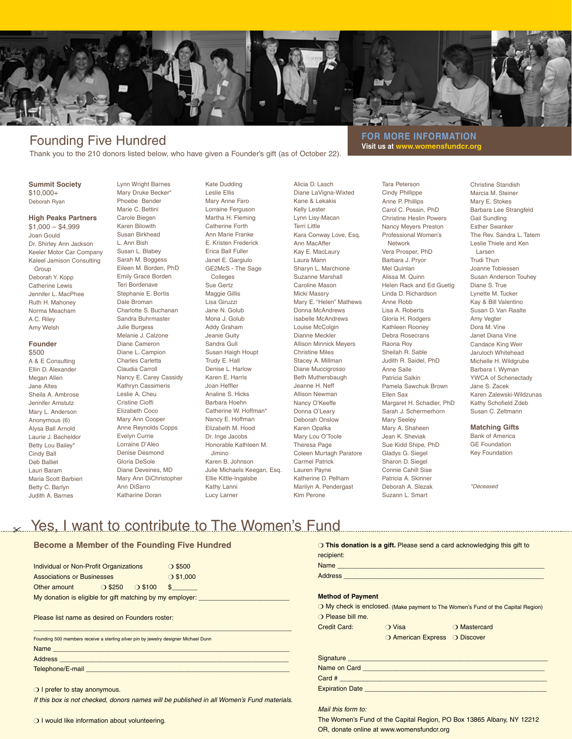## Founding Five Hundred

Thank you to the 210 donors listed below, who have given a Founder's gift (as of October 22).

**FOR MORE INFORMATION**
Visit us at **www.womensfundcr.org**

### Summit Society
$10,000+
Deborah Ryan

### High Peaks Partners
$1,000 – $4,999
Joan Gould
Dr. Shirley Ann Jackson
Keeler Motor Car Company
Kaleel Jamison Consulting Group
Deborah Y. Kopp
Catherine Lewis
Jennifer L. MacPhee
Ruth H. Mahoney
Norma Meacham
A.C. Riley
Amy Welsh

### Founder
$500
A & E Consulting
Ellin D. Alexander
Megan Allen
Jane Altes
Sheila A. Ambrose
Jennifer Amstutz
Mary L. Anderson
Anonymous (6)
Alysa Ball Arnold
Laurie J. Bacheldor
Betty Lou Bailey*
Cindy Ball
Deb Balliet
Lauri Baram
Maria Scott Barbieri
Betty C. Barlyn
Judith A. Barnes
Lynn Wright Barnes
Mary Druke Becker*
Phoebe Bender
Marie C. Bettini
Carole Biegen
Karen Bilowith
Susan Birkhead
L. Ann Bish
Susan L. Blabey
Sarah M. Boggess
Eileen M. Borden, PhD
Emily Grace Borden
Teri Bordenave
Stephanie E. Bortis
Dale Broman
Charlotte S. Buchanan
Sandra Buhrmaster
Julie Burgess
Melanie J. Calzone
Diane Cameron
Diane L. Campion
Charles Carletta
Claudia Carroll
Nancy E. Carey Cassidy
Kathryn Cassimeris
Leslie A. Cheu
Cristine Cioffi
Elizabeth Coco
Mary Ann Cooper
Anne Reynolds Copps
Evelyn Currie
Lorraine D'Aleo
Denise Desmond
Gloria DeSole
Diane Deveines, MD
Mary Ann DiChristopher
Ann DiSarro
Katharine Doran
Kate Dudding
Leslie Ellis
Mary Anne Faro
Lorraine Ferguson
Martha H. Fleming
Catherine Forth
Ann Marie Franke
E. Kristen Frederick
Erica Ball Fuller
Janet E. Gargiulo
GE2McS - The Sage Colleges
Sue Gertz
Maggie Gillis
Lisa Giruzzi
Jane N. Golub
Mona J. Golub
Addy Graham
Jeanie Guity
Sandra Gull
Susan Haigh Houpt
Trudy E. Hall
Denise L. Harlow
Karen E. Harris
Joan Heffler
Analine S. Hicks
Barbara Hoehn
Catherine W. Hoffman*
Nancy E. Hoffman
Elizabeth M. Hood
Dr. Inge Jacobs
Honorable Kathleen M. Jimino
Karen B. Johnson
Julie Michaels Keegan, Esq.
Ellie Kittle-Ingalsbe
Kathy Lanni
Lucy Larner
Alicia D. Lasch
Diane LaVigna-Wixted
Kane & Lekakis
Kelly Lester
Lynn Lisy-Macan
Terri Little
Kara Conway Love, Esq.
Ann MacAffer
Kay E. MacLaury
Laura Mann
Sharyn L. Marchione
Suzanne Marshall
Caroline Mason
Micki Massry
Mary E. "Helen" Mathews
Donna McAndrews
Isabelle McAndrews
Louise McColgin
Dianne Meckler
Allison Minnick Meyers
Christine Miles
Stacey A. Millman
Diane Muccigrosso
Beth Muthersbaugh
Jeanne H. Neff
Allison Newman
Nancy O'Keeffe
Donna O'Leary
Deborah Onslow
Karen Opalka
Mary Lou O'Toole
Theresa Page
Coleen Murtagh Paratore
Carmel Patrick
Lauren Payne
Katherine D. Pelham
Marilyn A. Pendergast
Kim Perone
Tara Peterson
Cindy Phillippe
Anne P. Phillips
Carol C. Possin, PhD
Christine Heslin Powers
Nancy Meyers Preston
Professional Women's Network
Vera Prosper, PhD
Barbara J. Pryor
Mel Quinlan
Alissa M. Quinn
Helen Rack and Ed Guetig
Linda D. Richardson
Anne Robb
Lisa A. Roberts
Gloria H. Rodgers
Kathleen Rooney
Debra Rosecrans
Raona Roy
Sheilah R. Sable
Judith R. Saidel, PhD
Anne Saile
Patricia Salkin
Pamela Sawchuk Brown
Ellen Sax
Margaret H. Schadler, PhD
Sarah J. Schermerhorn
Mary Seeley
Mary A. Shaheen
Jean K. Sheviak
Sue Kidd Shipe, PhD
Gladys G. Siegel
Sharon D. Siegel
Connie Cahill Sise
Patricia A. Skinner
Deborah A. Slezak
Suzann L. Smart
Christine Standish
Marcia M. Steiner
Mary E. Stokes
Barbara Lee Strangfeld
Gail Sundling
Esther Swanker
The Rev. Sandra L. Tatem
Leslie Thiele and Ken Larsen
Trudi Thun
Joanne Tobiessen
Susan Anderson Touhey
Diane S. True
Lynette M. Tucker
Kay & Bill Valentino
Susan D. Van Raalte
Amy Vegter
Dora M. Vine
Janet Diana Vine
Candace King Weir
Jaruloch Whitehead
Michelle H. Wildgrube
Barbara I. Wyman
YWCA of Schenectady
Jane S. Zacek
Karen Zalewski-Wildzunas
Kathy Schofield Zdeb
Susan C. Zeltmann

### Matching Gifts
Bank of America
GE Foundation
Key Foundation

*\*Deceased*

---

# Yes, I want to contribute to The Women's Fund

### Become a Member of the Founding Five Hundred

| | | | |
|---|---|---|---|
| Individual or Non-Profit Organizations | | | ❍ $500 |
| Associations or Businesses | | | ❍ $1,000 |
| Other amount | ❍ $250 | ❍ $100 | $_______ |

My donation is eligible for gift matching by my employer: ________________________

Please list name as desired on Founders roster:

________________________________________________________________

Founding 500 members receive a sterling silver pin by jewelry designer Michael Dunn

Name ________________________________________________________

Address ______________________________________________________

Telephone/E-mail ______________________________________________

❍ I prefer to stay anonymous.

*If this box is not checked, donors names will be published in all Women's Fund materials.*

❍ I would like information about volunteering.

❍ **This donation is a gift.** Please send a card acknowledging this gift to recipient:

Name ________________________________________________________

Address ______________________________________________________

**Method of Payment**

❍ My check is enclosed. (Make payment to The Women's Fund of the Capital Region)

❍ Please bill me.

Credit Card: ❍ Visa ❍ Mastercard ❍ American Express ❍ Discover

Signature ______________________________________________________

Name on Card __________________________________________________

Card # ________________________________________________________

Expiration Date _________________________________________________

*Mail this form to:*

The Women's Fund of the Capital Region, PO Box 13865 Albany, NY 12212
OR, donate online at www.womensfundcr.org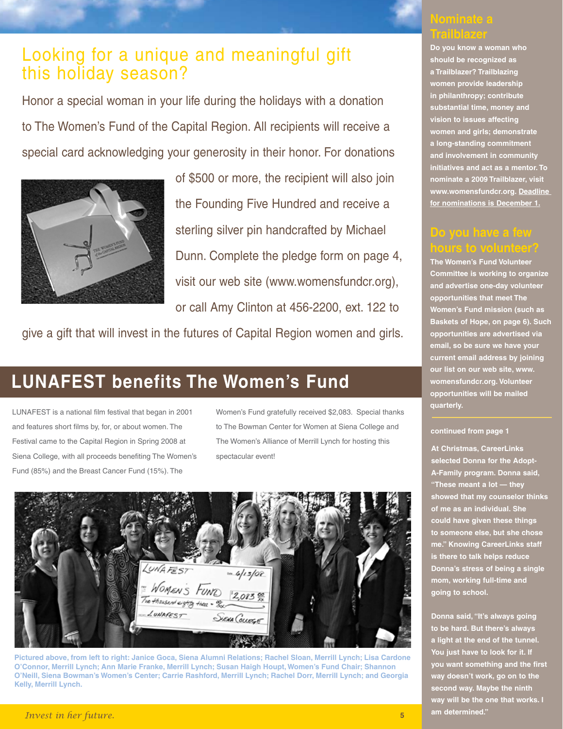# Looking for a unique and meaningful gift this holiday season?

Honor a special woman in your life during the holidays with a donation to The Women's Fund of the Capital Region. All recipients will receive a special card acknowledging your generosity in their honor. For donations of $500 or more, the recipient will also join the Founding Five Hundred and receive a sterling silver pin handcrafted by Michael Dunn. Complete the pledge form on page 4, visit our web site (www.womensfundcr.org), or call Amy Clinton at 456-2200, ext. 122 to give a gift that will invest in the futures of Capital Region women and girls.

## LUNAFEST benefits The Women's Fund

LUNAFEST is a national film festival that began in 2001 and features short films by, for, or about women. The Festival came to the Capital Region in Spring 2008 at Siena College, with all proceeds benefiting The Women's Fund (85%) and the Breast Cancer Fund (15%). The Women's Fund gratefully received $2,083. Special thanks to The Bowman Center for Women at Siena College and The Women's Alliance of Merrill Lynch for hosting this spectacular event!

Pictured above, from left to right: Janice Goca, Siena Alumni Relations; Rachel Sloan, Merrill Lynch; Lisa Cardone O'Connor, Merrill Lynch; Ann Marie Franke, Merrill Lynch; Susan Haigh Houpt, Women's Fund Chair; Shannon O'Neill, Siena Bowman's Women's Center; Carrie Rashford, Merrill Lynch; Rachel Dorr, Merrill Lynch; and Georgia Kelly, Merrill Lynch.

*Invest in her future.*

## Nominate a Trailblazer

**Do you know a woman who should be recognized as a Trailblazer? Trailblazing women provide leadership in philanthropy; contribute substantial time, money and vision to issues affecting women and girls; demonstrate a long-standing commitment and involvement in community initiatives and act as a mentor. To nominate a 2009 Trailblazer, visit www.womensfundcr.org. Deadline for nominations is December 1.**

## Do you have a few hours to volunteer?

**The Women's Fund Volunteer Committee is working to organize and advertise one-day volunteer opportunities that meet The Women's Fund mission (such as Baskets of Hope, on page 6). Such opportunities are advertised via email, so be sure we have your current email address by joining our list on our web site, www.womensfundcr.org. Volunteer opportunities will be mailed quarterly.**

**continued from page 1**

**At Christmas, CareerLinks selected Donna for the Adopt-A-Family program. Donna said, "These meant a lot — they showed that my counselor thinks of me as an individual. She could have given these things to someone else, but she chose me." Knowing CareerLinks staff is there to talk helps reduce Donna's stress of being a single mom, working full-time and going to school.**

**Donna said, "It's always going to be hard. But there's always a light at the end of the tunnel. You just have to look for it. If you want something and the first way doesn't work, go on to the second way. Maybe the ninth way will be the one that works. I am determined."**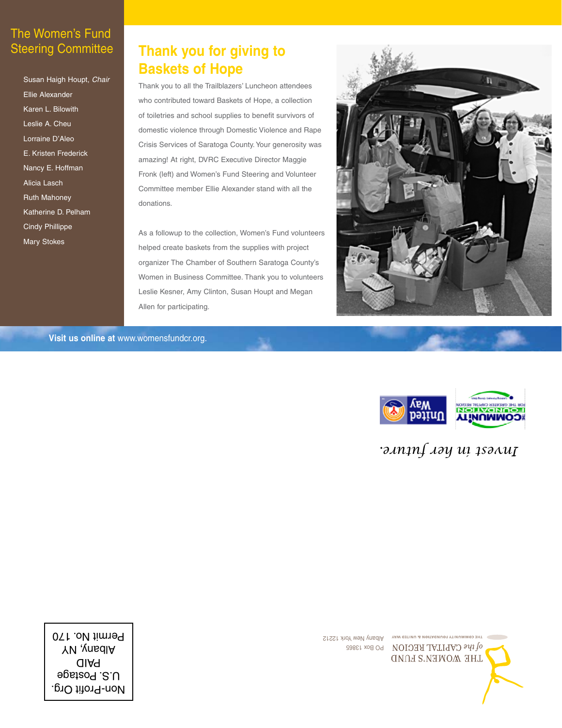## The Women's Fund Steering Committee

- Susan Haigh Houpt, *Chair*
- Ellie Alexander
- Karen L. Bilowith
- Leslie A. Cheu
- Lorraine D'Aleo
- E. Kristen Frederick
- Nancy E. Hoffman
- Alicia Lasch
- Ruth Mahoney
- Katherine D. Pelham
- Cindy Phillippe
- Mary Stokes

## Thank you for giving to Baskets of Hope

Thank you to all the Trailblazers' Luncheon attendees who contributed toward Baskets of Hope, a collection of toiletries and school supplies to benefit survivors of domestic violence through Domestic Violence and Rape Crisis Services of Saratoga County. Your generosity was amazing! At right, DVRC Executive Director Maggie Fronk (left) and Women's Fund Steering and Volunteer Committee member Ellie Alexander stand with all the donations.

As a followup to the collection, Women's Fund volunteers helped create baskets from the supplies with project organizer The Chamber of Southern Saratoga County's Women in Business Committee. Thank you to volunteers Leslie Kesner, Amy Clinton, Susan Houpt and Megan Allen for participating.

**Visit us online at** www.womensfundcr.org.

United Way

THE COMMUNITY FOUNDATION FOR THE GREATER CAPITAL REGION

*Invest in her future.*

THE WOMEN'S FUND *of the* CAPITAL REGION
THE COMMUNITY FOUNDATION & UNITED WAY

PO Box 13865
Albany New York 12212

Non-Profit Org.
U.S. Postage
PAID
Albany, NY
Permit No. 170